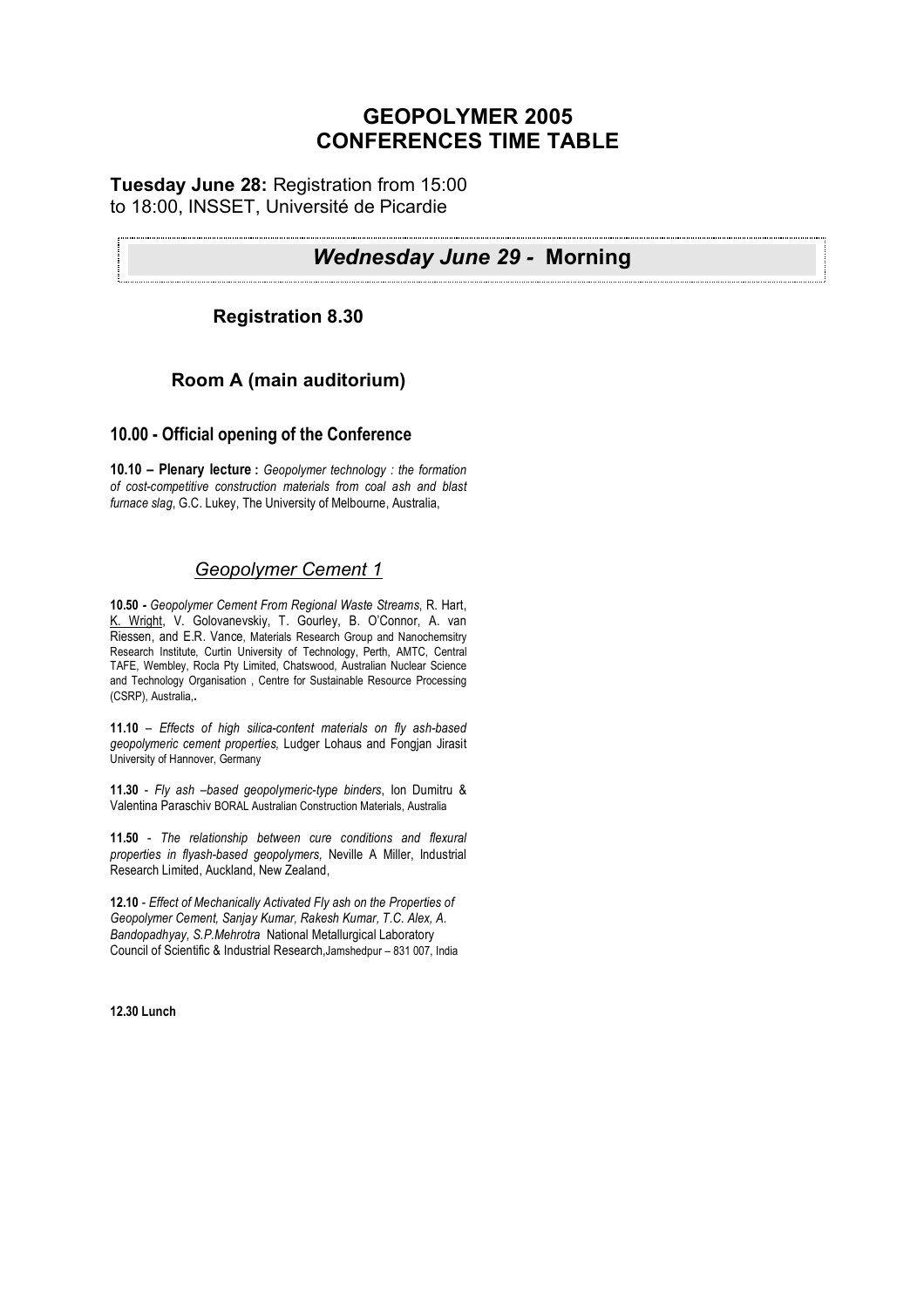# GEOPOLYMER 2005
# CONFERENCES TIME TABLE

**Tuesday June 28:** Registration from 15:00 to 18:00, INSSET, Université de Picardie

## *Wednesday June 29 -* Morning

### Registration 8.30

### Room A (main auditorium)

### 10.00 - Official opening of the Conference

**10.10 – Plenary lecture :** *Geopolymer technology : the formation of cost-competitive construction materials from coal ash and blast furnace slag*, G.C. Lukey, The University of Melbourne, Australia,

### *Geopolymer Cement 1*

**10.50 -** *Geopolymer Cement From Regional Waste Streams*, R. Hart, K. Wright, V. Golovanevskiy, T. Gourley, B. O'Connor, A. van Riessen, and E.R. Vance, Materials Research Group and Nanochemsitry Research Institute, Curtin University of Technology, Perth, AMTC, Central TAFE, Wembley, Rocla Pty Limited, Chatswood, Australian Nuclear Science and Technology Organisation , Centre for Sustainable Resource Processing (CSRP), Australia,.

**11.10** – *Effects of high silica-content materials on fly ash-based geopolymeric cement properties,* Ludger Lohaus and Fongjan Jirasit University of Hannover, Germany

**11.30** - *Fly ash –based geopolymeric-type binders*, Ion Dumitru & Valentina Paraschiv BORAL Australian Construction Materials, Australia

**11.50** - *The relationship between cure conditions and flexural properties in flyash-based geopolymers,* Neville A Miller, Industrial Research Limited, Auckland, New Zealand,

**12.10** - *Effect of Mechanically Activated Fly ash on the Properties of Geopolymer Cement, Sanjay Kumar, Rakesh Kumar, T.C. Alex, A. Bandopadhyay, S.P.Mehrotra* National Metallurgical Laboratory Council of Scientific & Industrial Research,Jamshedpur – 831 007, India

**12.30 Lunch**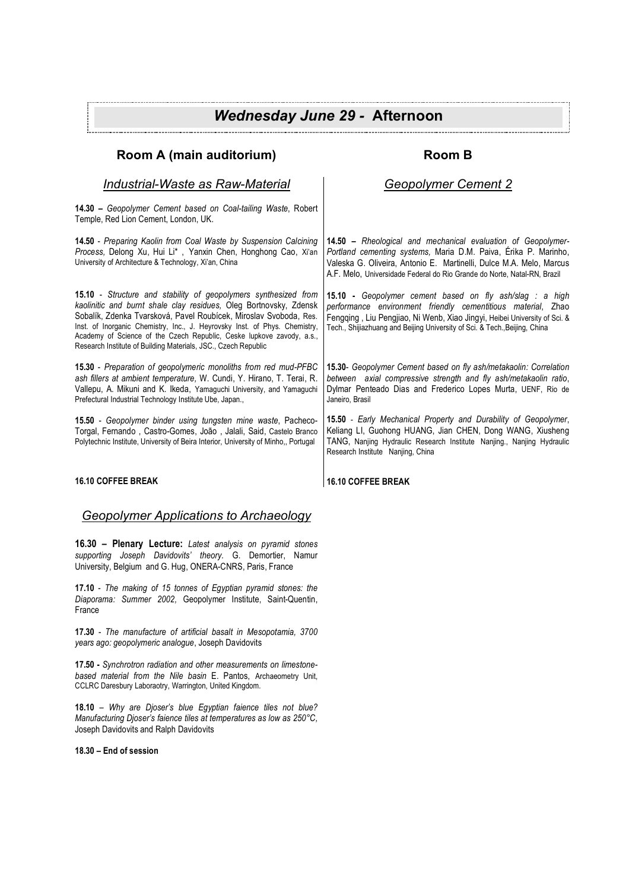# *Wednesday June 29 -* Afternoon

## Room A (main auditorium)

### *Industrial-Waste as Raw-Material*

**14.30 –** *Geopolymer Cement based on Coal-tailing Waste,* Robert Temple, Red Lion Cement, London, UK.

**14.50** - *Preparing Kaolin from Coal Waste by Suspension Calcining Process,* Delong Xu, Hui Li* , Yanxin Chen, Honghong Cao, Xi'an University of Architecture & Technology, Xi'an, China

**15.10** - *Structure and stability of geopolymers synthesized from kaolinitic and burnt shale clay residues,* Oleg Bortnovsky, Zdensk Sobalík, Zdenka Tvarsková, Pavel Roubícek, Miroslav Svoboda, Res. Inst. of Inorganic Chemistry, Inc., J. Heyrovsky Inst. of Phys. Chemistry, Academy of Science of the Czech Republic, Ceske lupkove zavody, a.s., Research Institute of Building Materials, JSC., Czech Republic

**15.30** - *Preparation of geopolymeric monoliths from red mud-PFBC ash fillers at ambient temperature,* W. Cundi, Y. Hirano, T. Terai, R. Vallepu, A. Mikuni and K. Ikeda, Yamaguchi University, and Yamaguchi Prefectural Industrial Technology Institute Ube, Japan.,

**15.50** - *Geopolymer binder using tungsten mine waste*, Pacheco-Torgal, Fernando , Castro-Gomes, João , Jalali, Said, Castelo Branco Polytechnic Institute, University of Beira Interior, University of Minho,, Portugal

**16.10 COFFEE BREAK**

### *Geopolymer Applications to Archaeology*

**16.30 – Plenary Lecture:** *Latest analysis on pyramid stones supporting Joseph Davidovits' theory.* G. Demortier, Namur University, Belgium and G. Hug, ONERA-CNRS, Paris, France

**17.10** - *The making of 15 tonnes of Egyptian pyramid stones: the Diaporama: Summer 2002,* Geopolymer Institute, Saint-Quentin, France

**17.30** - *The manufacture of artificial basalt in Mesopotamia, 3700 years ago: geopolymeric analogue*, Joseph Davidovits

**17.50 -** *Synchrotron radiation and other measurements on limestone-based material from the Nile basin* E. Pantos, Archaeometry Unit, CCLRC Daresbury Laboraotry, Warrington, United Kingdom.

**18.10** – *Why are Djoser's blue Egyptian faience tiles not blue? Manufacturing Djoser's faience tiles at temperatures as low as 250°C,* Joseph Davidovits and Ralph Davidovits

**18.30 – End of session**

## Room B

### *Geopolymer Cement 2*

**14.50 –** *Rheological and mechanical evaluation of Geopolymer-Portland cementing systems,* Maria D.M. Paiva, Érika P. Marinho, Valeska G. Oliveira, Antonio E. Martinelli, Dulce M.A. Melo, Marcus A.F. Melo, Universidade Federal do Rio Grande do Norte, Natal-RN, Brazil

**15.10 -** *Geopolymer cement based on fly ash/slag : a high performance environment friendly cementitious material*, Zhao Fengqing , Liu Pengjiao, Ni Wenb, Xiao Jingyi, Heibei University of Sci. & Tech., Shijiazhuang and Beijing University of Sci. & Tech.,Beijing, China

**15.30**- *Geopolymer Cement based on fly ash/metakaolin: Correlation between axial compressive strength and fly ash/metakaolin ratio*, Dylmar Penteado Dias and Frederico Lopes Murta, UENF, Rio de Janeiro, Brasil

**15.50** - *Early Mechanical Property and Durability of Geopolymer*, Keliang LI, Guohong HUANG, Jian CHEN, Dong WANG, Xiusheng TANG, Nanjing Hydraulic Research Institute Nanjing., Nanjing Hydraulic Research Institute Nanjing, China

**16.10 COFFEE BREAK**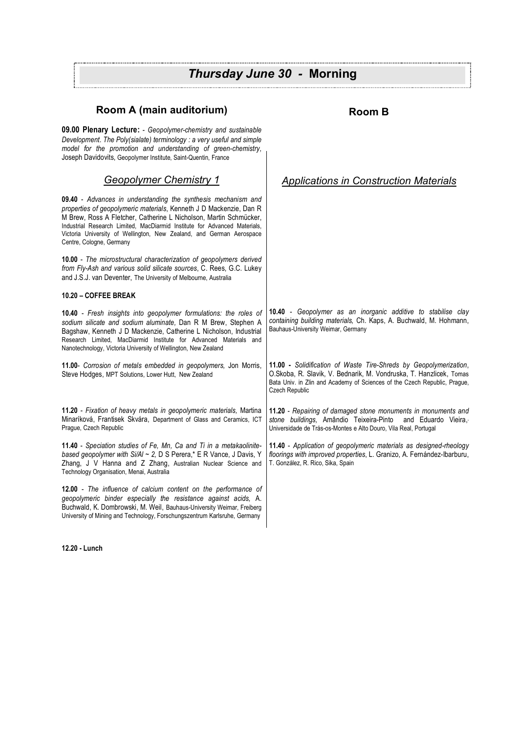# *Thursday June 30* - Morning

## Room A (main auditorium)

**09.00 Plenary Lecture:** - *Geopolymer-chemistry and sustainable Development. The Poly(sialate) terminology : a very useful and simple model for the promotion and understanding of green-chemistry*, Joseph Davidovits, Geopolymer Institute, Saint-Quentin, France

### *Geopolymer Chemistry 1*

**09.40** - *Advances in understanding the synthesis mechanism and properties of geopolymeric materials*, Kenneth J D Mackenzie, Dan R M Brew, Ross A Fletcher, Catherine L Nicholson, Martin Schmücker, Industrial Research Limited, MacDiarmid Institute for Advanced Materials, Victoria University of Wellington, New Zealand, and German Aerospace Centre, Cologne, Germany

**10.00** - *The microstructural characterization of geopolymers derived from Fly-Ash and various solid silicate sources*, C. Rees, G.C. Lukey and J.S.J. van Deventer, The University of Melbourne, Australia

**10.20 – COFFEE BREAK**

**10.40** - *Fresh insights into geopolymer formulations: the roles of sodium silicate and sodium aluminate,* Dan R M Brew, Stephen A Bagshaw, Kenneth J D Mackenzie, Catherine L Nicholson, Industrial Research Limited, MacDiarmid Institute for Advanced Materials and Nanotechnology, Victoria University of Wellington, New Zealand

**11.00**- *Corrosion of metals embedded in geopolymers,* Jon Morris, Steve Hodges, MPT Solutions, Lower Hutt, New Zealand

**11.20** - *Fixation of heavy metals in geopolymeric materials,* Martina Minaríková, Frantisek Skvára, Department of Glass and Ceramics, ICT Prague, Czech Republic

**11.40** - *Speciation studies of Fe, Mn, Ca and Ti in a metakaolinite-based geopolymer with Si/Al ~ 2,* D S Perera,* E R Vance, J Davis, Y Zhang, J V Hanna and Z Zhang, Australian Nuclear Science and Technology Organisation, Menai, Australia

**12.00** - *The influence of calcium content on the performance of geopolymeric binder especially the resistance against acids,* A. Buchwald, K. Dombrowski, M. Weil, Bauhaus-University Weimar, Freiberg University of Mining and Technology, Forschungszentrum Karlsruhe, Germany

## Room B

### *Applications in Construction Materials*

**10.40** - *Geopolymer as an inorganic additive to stabilise clay containing building materials,* Ch. Kaps, A. Buchwald, M. Hohmann, Bauhaus-University Weimar, Germany

**11.00 -** *Solidification of Waste Tire-Shreds by Geopolymerization*, O.Skoba, R. Slavik, V. Bednarik, M. Vondruska, T. Hanzlicek, Tomas Bata Univ. in Zlin and Academy of Sciences of the Czech Republic, Prague, Czech Republic

**11.20** - *Repairing of damaged stone monuments in monuments and stone buildings,* Amândio Teixeira-Pinto and Eduardo Vieira, Universidade de Trás-os-Montes e Alto Douro, Vila Real, Portugal

**11.40** - *Application of geopolymeric materials as designed-rheology floorings with improved properties*, L. Granizo, A. Fernández-Ibarburu, T. González, R. Rico, Sika, Spain

**12.20 - Lunch**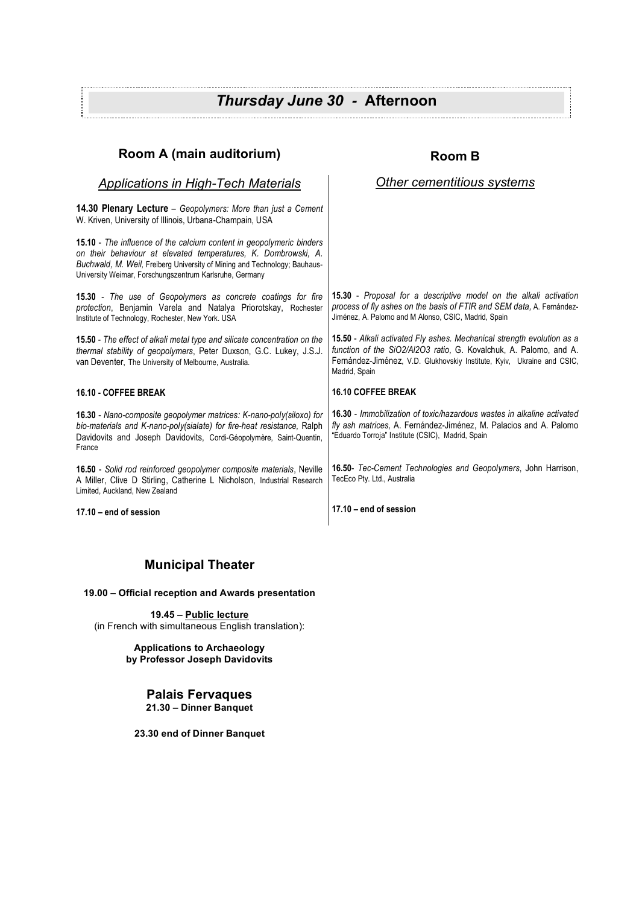# *Thursday June 30 -* **Afternoon**

## Room A (main auditorium)

### *Applications in High-Tech Materials*

**14.30 Plenary Lecture** – *Geopolymers: More than just a Cement* W. Kriven, University of Illinois, Urbana-Champain, USA

**15.10** - *The influence of the calcium content in geopolymeric binders on their behaviour at elevated temperatures, K. Dombrowski, A. Buchwald, M. Weil*, Freiberg University of Mining and Technology; Bauhaus-University Weimar, Forschungszentrum Karlsruhe, Germany

**15.30** - *The use of Geopolymers as concrete coatings for fire protection*, Benjamin Varela and Natalya Priorotskay, Rochester Institute of Technology, Rochester, New York. USA

**15.50** - *The effect of alkali metal type and silicate concentration on the thermal stability of geopolymers*, Peter Duxson, G.C. Lukey, J.S.J. van Deventer, The University of Melbourne, Australia.

**16.10 - COFFEE BREAK**

**16.30** - *Nano-composite geopolymer matrices: K-nano-poly(siloxo) for bio-materials and K-nano-poly(sialate) for fire-heat resistance,* Ralph Davidovits and Joseph Davidovits, Cordi-Géopolymère, Saint-Quentin, France

**16.50** - *Solid rod reinforced geopolymer composite materials*, Neville A Miller, Clive D Stirling, Catherine L Nicholson, Industrial Research Limited, Auckland, New Zealand

**17.10 – end of session**

## Room B

### *Other cementitious systems*

**15.30** - *Proposal for a descriptive model on the alkali activation process of fly ashes on the basis of FTIR and SEM data,* A. Fernández-Jiménez, A. Palomo and M Alonso, CSIC, Madrid, Spain

**15.50** - *Alkali activated Fly ashes. Mechanical strength evolution as a function of the SiO2/Al2O3 ratio,* G. Kovalchuk, A. Palomo, and A. Fernández-Jiménez, V.D. Glukhovskiy Institute, Kyiv, Ukraine and CSIC, Madrid, Spain

**16.10 COFFEE BREAK**

**16.30** - *Immobilization of toxic/hazardous wastes in alkaline activated fly ash matrices,* A. Fernández-Jiménez, M. Palacios and A. Palomo "Eduardo Torroja" Institute (CSIC), Madrid, Spain

**16.50**- *Tec-Cement Technologies and Geopolymers*, John Harrison, TecEco Pty. Ltd., Australia

**17.10 – end of session**

## Municipal Theater

**19.00 – Official reception and Awards presentation**

**19.45 – Public lecture**
(in French with simultaneous English translation):

**Applications to Archaeology**
**by Professor Joseph Davidovits**

## Palais Fervaques

**21.30 – Dinner Banquet**

**23.30 end of Dinner Banquet**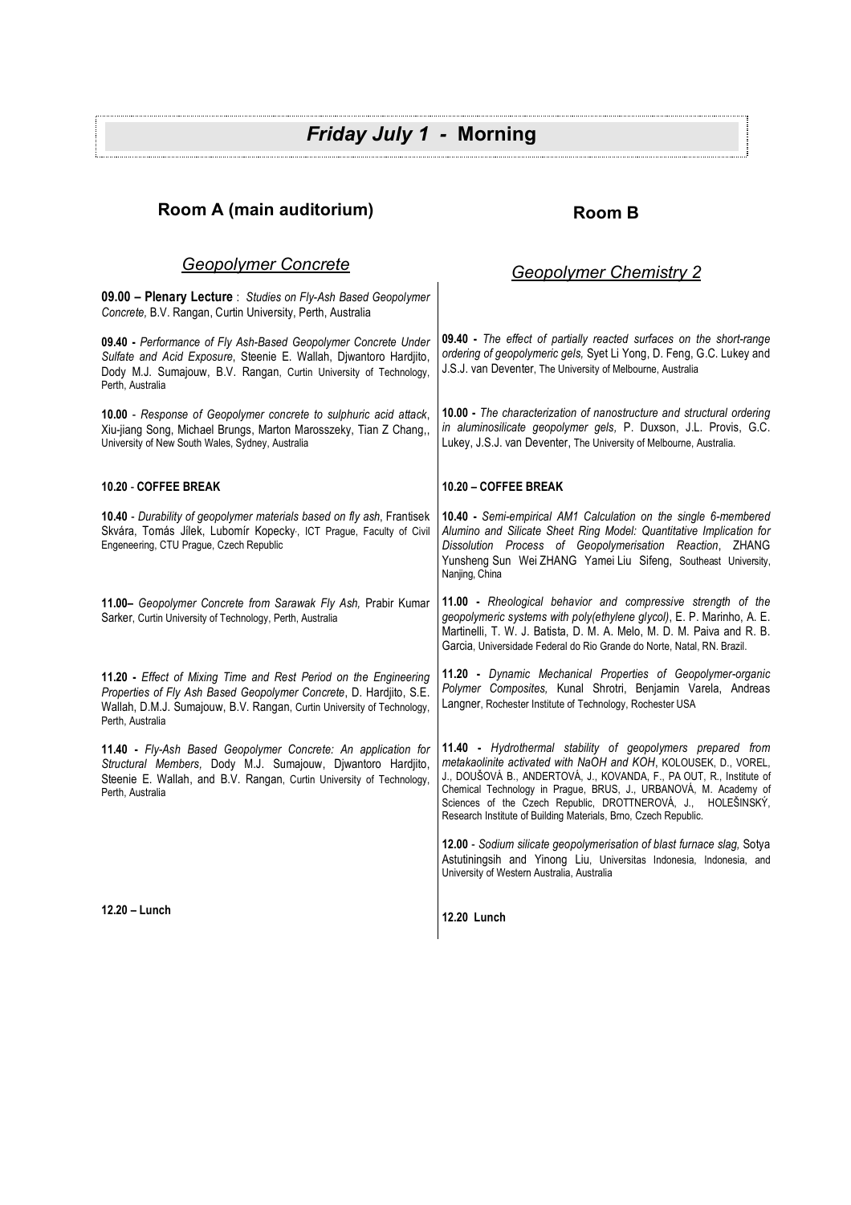# *Friday July 1 -* Morning

## Room A (main auditorium)

### *Geopolymer Concrete*

**09.00 – Plenary Lecture** : *Studies on Fly-Ash Based Geopolymer Concrete,* B.V. Rangan, Curtin University, Perth, Australia

**09.40 -** *Performance of Fly Ash-Based Geopolymer Concrete Under Sulfate and Acid Exposure,* Steenie E. Wallah, Djwantoro Hardjito, Dody M.J. Sumajouw, B.V. Rangan, Curtin University of Technology, Perth, Australia

**10.00** - *Response of Geopolymer concrete to sulphuric acid attack*, Xiu-jiang Song, Michael Brungs, Marton Marosszeky, Tian Z Chang,, University of New South Wales, Sydney, Australia

**10.20 - COFFEE BREAK**

**10.40** - *Durability of geopolymer materials based on fly ash*, Frantisek Škvára, Tomás Jílek, Lubomír Kopecky, ICT Prague, Faculty of Civil Engeneering, CTU Prague, Czech Republic

**11.00–** *Geopolymer Concrete from Sarawak Fly Ash,* Prabir Kumar Sarker, Curtin University of Technology, Perth, Australia

**11.20 -** *Effect of Mixing Time and Rest Period on the Engineering Properties of Fly Ash Based Geopolymer Concrete*, D. Hardjito, S.E. Wallah, D.M.J. Sumajouw, B.V. Rangan, Curtin University of Technology, Perth, Australia

**11.40 -** *Fly-Ash Based Geopolymer Concrete: An application for Structural Members,* Dody M.J. Sumajouw, Djwantoro Hardjito, Steenie E. Wallah, and B.V. Rangan, Curtin University of Technology, Perth, Australia

**12.20 – Lunch**

## Room B

### *Geopolymer Chemistry 2*

**09.40 -** *The effect of partially reacted surfaces on the short-range ordering of geopolymeric gels,* Syet Li Yong, D. Feng, G.C. Lukey and J.S.J. van Deventer, The University of Melbourne, Australia

**10.00 -** *The characterization of nanostructure and structural ordering in aluminosilicate geopolymer gels,* P. Duxson, J.L. Provis, G.C. Lukey, J.S.J. van Deventer, The University of Melbourne, Australia.

**10.20 – COFFEE BREAK**

**10.40 -** *Semi-empirical AM1 Calculation on the single 6-membered Alumino and Silicate Sheet Ring Model: Quantitative Implication for Dissolution Process of Geopolymerisation Reaction*, ZHANG Yunsheng Sun Wei ZHANG Yamei Liu Sifeng, Southeast University, Nanjing, China

**11.00 -** *Rheological behavior and compressive strength of the geopolymeric systems with poly(ethylene glycol)*, E. P. Marinho, A. E. Martinelli, T. W. J. Batista, D. M. A. Melo, M. D. M. Paiva and R. B. Garcia, Universidade Federal do Rio Grande do Norte, Natal, RN. Brazil.

**11.20 -** *Dynamic Mechanical Properties of Geopolymer-organic Polymer Composites,* Kunal Shrotri, Benjamin Varela, Andreas Langner, Rochester Institute of Technology, Rochester USA

**11.40 -** *Hydrothermal stability of geopolymers prepared from metakaolinite activated with NaOH and KOH*, KOLOUSEK, D., VOREL, J., DOUŠOVÁ B., ANDERTOVÁ, J., KOVANDA, F., PA OUT, R., Institute of Chemical Technology in Prague, BRUS, J., URBANOVÁ, M. Academy of Sciences of the Czech Republic, DROTTNEROVÁ, J., HOLEŠINSKÝ, Research Institute of Building Materials, Brno, Czech Republic.

**12.00** - *Sodium silicate geopolymerisation of blast furnace slag,* Sotya Astutiningsih and Yinong Liu, Universitas Indonesia, Indonesia, and University of Western Australia, Australia

**12.20 Lunch**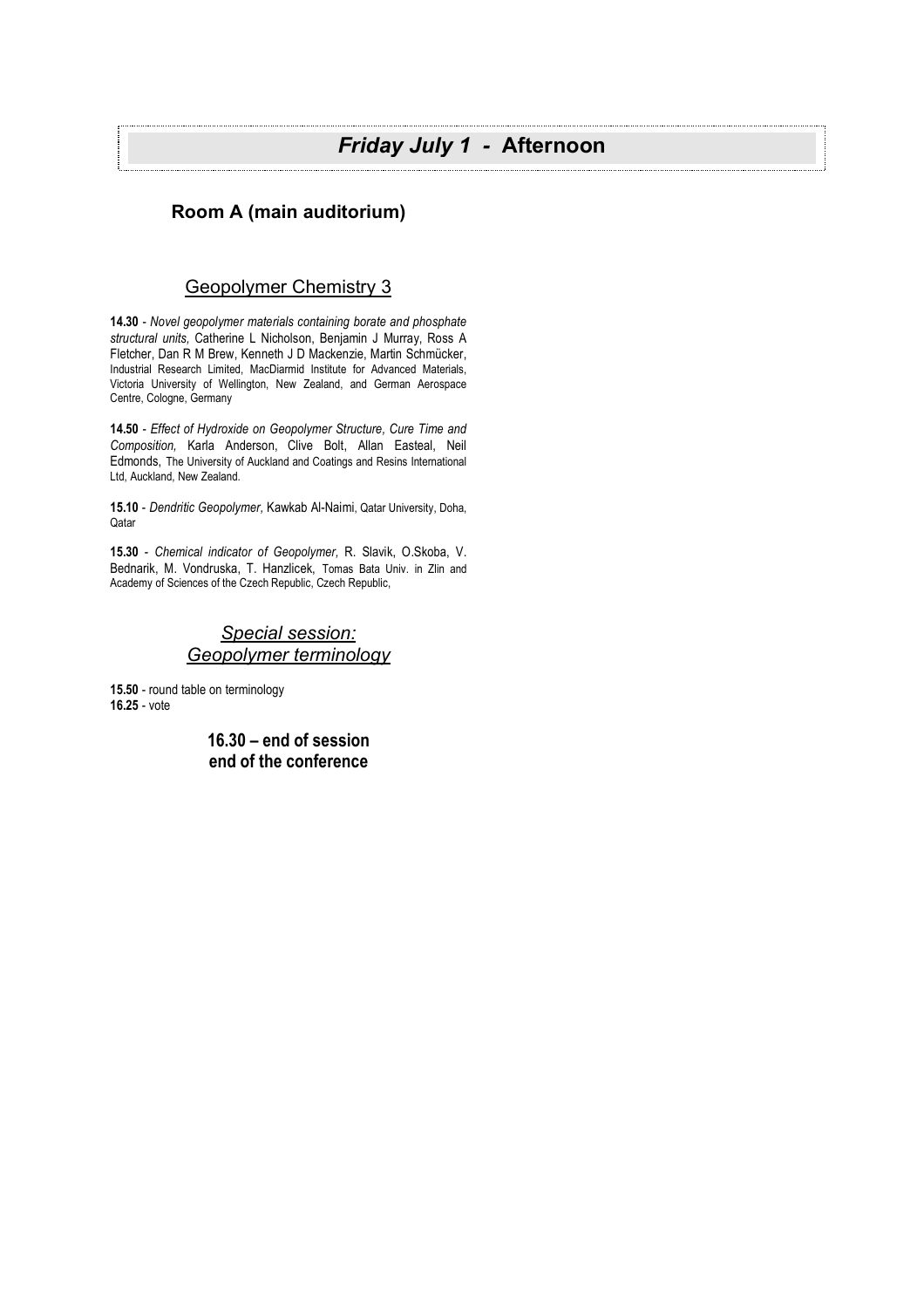# *Friday July 1* - Afternoon

## Room A (main auditorium)

### Geopolymer Chemistry 3

**14.30** - *Novel geopolymer materials containing borate and phosphate structural units,* Catherine L Nicholson, Benjamin J Murray, Ross A Fletcher, Dan R M Brew, Kenneth J D Mackenzie, Martin Schmücker, Industrial Research Limited, MacDiarmid Institute for Advanced Materials, Victoria University of Wellington, New Zealand, and German Aerospace Centre, Cologne, Germany

**14.50** - *Effect of Hydroxide on Geopolymer Structure, Cure Time and Composition,* Karla Anderson, Clive Bolt, Allan Easteal, Neil Edmonds, The University of Auckland and Coatings and Resins International Ltd, Auckland, New Zealand.

**15.10** - *Dendritic Geopolymer,* Kawkab Al-Naimi, Qatar University, Doha, Qatar

**15.30** - *Chemical indicator of Geopolymer,* R. Slavik, O.Skoba, V. Bednarik, M. Vondruska, T. Hanzlicek, Tomas Bata Univ. in Zlin and Academy of Sciences of the Czech Republic, Czech Republic,

### *Special session: Geopolymer terminology*

**15.50** - round table on terminology
**16.25** - vote

**16.30 – end of session**
**end of the conference**